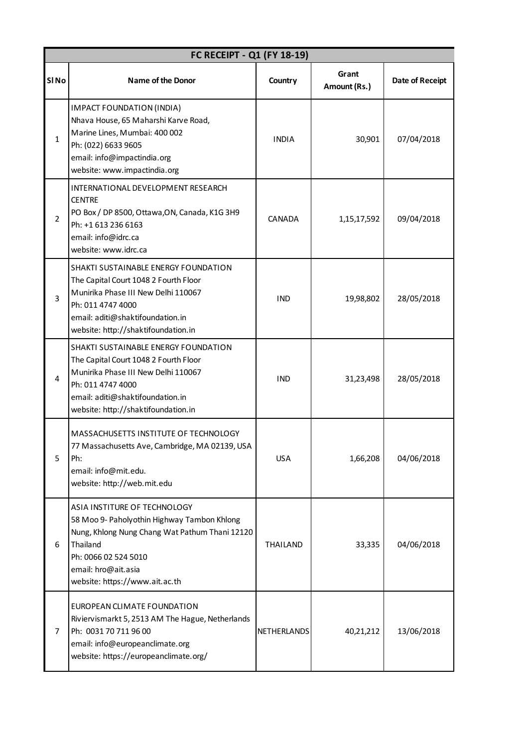| FC RECEIPT - Q1 (FY 18-19) | | | | |
|---|---|---|---|---|
| **Sl No** | **Name of the Donor** | **Country** | **Grant Amount (Rs.)** | **Date of Receipt** |
| 1 | IMPACT FOUNDATION (INDIA)<br>Nhava House, 65 Maharshi Karve Road,<br>Marine Lines, Mumbai: 400 002<br>Ph: (022) 6633 9605<br>email: info@impactindia.org<br>website: www.impactindia.org | INDIA | 30,901 | 07/04/2018 |
| 2 | INTERNATIONAL DEVELOPMENT RESEARCH CENTRE<br>PO Box / DP 8500, Ottawa,ON, Canada, K1G 3H9<br>Ph: +1 613 236 6163<br>email: info@idrc.ca<br>website: www.idrc.ca | CANADA | 1,15,17,592 | 09/04/2018 |
| 3 | SHAKTI SUSTAINABLE ENERGY FOUNDATION<br>The Capital Court 1048 2 Fourth Floor<br>Munirika Phase III New Delhi 110067<br>Ph: 011 4747 4000<br>email: aditi@shaktifoundation.in<br>website: http://shaktifoundation.in | IND | 19,98,802 | 28/05/2018 |
| 4 | SHAKTI SUSTAINABLE ENERGY FOUNDATION<br>The Capital Court 1048 2 Fourth Floor<br>Munirika Phase III New Delhi 110067<br>Ph: 011 4747 4000<br>email: aditi@shaktifoundation.in<br>website: http://shaktifoundation.in | IND | 31,23,498 | 28/05/2018 |
| 5 | MASSACHUSETTS INSTITUTE OF TECHNOLOGY<br>77 Massachusetts Ave, Cambridge, MA 02139, USA<br>Ph:<br>email: info@mit.edu.<br>website: http://web.mit.edu | USA | 1,66,208 | 04/06/2018 |
| 6 | ASIA INSTITURE OF TECHNOLOGY<br>58 Moo 9- Paholyothin Highway Tambon Khlong Nung, Khlong Nung Chang Wat Pathum Thani 12120 Thailand<br>Ph: 0066 02 524 5010<br>email: hro@ait.asia<br>website: https://www.ait.ac.th | THAILAND | 33,335 | 04/06/2018 |
| 7 | EUROPEAN CLIMATE FOUNDATION<br>Riviervismarkt 5, 2513 AM The Hague, Netherlands<br>Ph: 0031 70 711 96 00<br>email: info@europeanclimate.org<br>website: https://europeanclimate.org/ | NETHERLANDS | 40,21,212 | 13/06/2018 |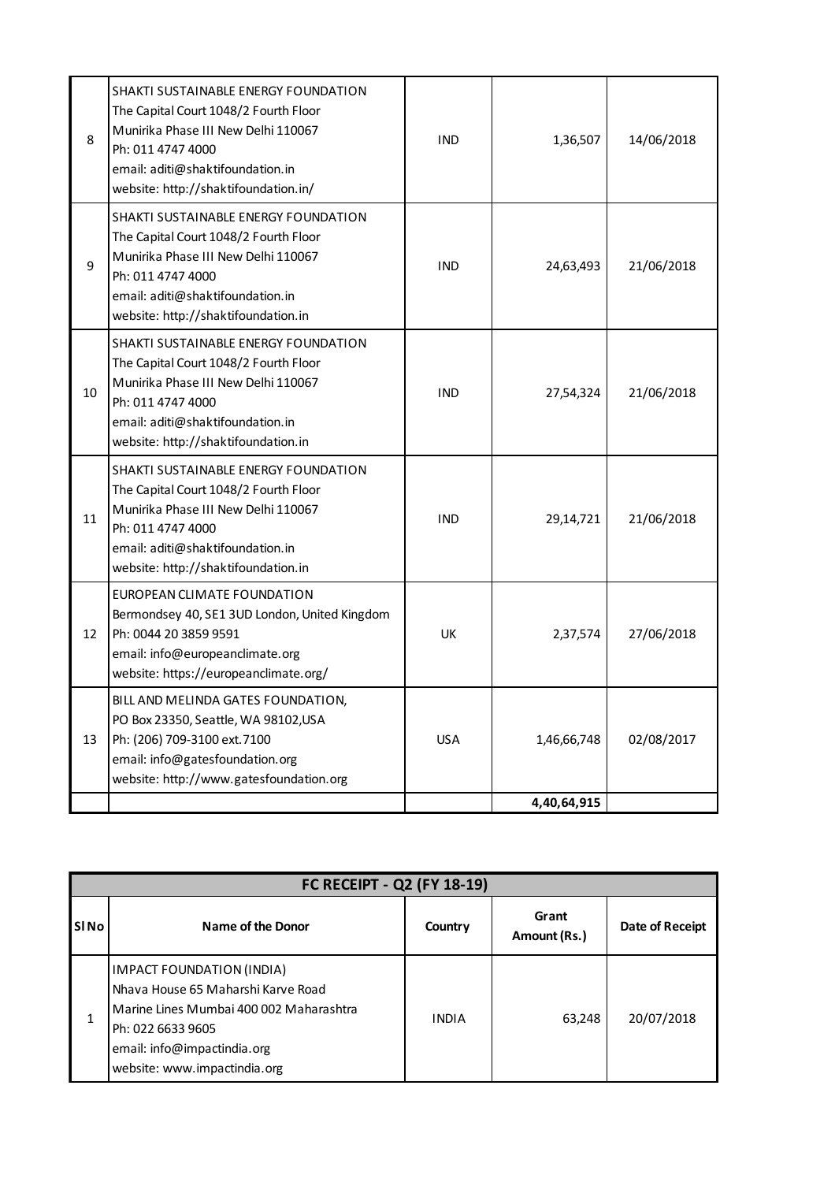| | | | | |
|---|---|---|---|---|
| 8 | SHAKTI SUSTAINABLE ENERGY FOUNDATION<br>The Capital Court 1048/2 Fourth Floor<br>Munirika Phase III New Delhi 110067<br>Ph: 011 4747 4000<br>email: aditi@shaktifoundation.in<br>website: http://shaktifoundation.in/ | IND | 1,36,507 | 14/06/2018 |
| 9 | SHAKTI SUSTAINABLE ENERGY FOUNDATION<br>The Capital Court 1048/2 Fourth Floor<br>Munirika Phase III New Delhi 110067<br>Ph: 011 4747 4000<br>email: aditi@shaktifoundation.in<br>website: http://shaktifoundation.in | IND | 24,63,493 | 21/06/2018 |
| 10 | SHAKTI SUSTAINABLE ENERGY FOUNDATION<br>The Capital Court 1048/2 Fourth Floor<br>Munirika Phase III New Delhi 110067<br>Ph: 011 4747 4000<br>email: aditi@shaktifoundation.in<br>website: http://shaktifoundation.in | IND | 27,54,324 | 21/06/2018 |
| 11 | SHAKTI SUSTAINABLE ENERGY FOUNDATION<br>The Capital Court 1048/2 Fourth Floor<br>Munirika Phase III New Delhi 110067<br>Ph: 011 4747 4000<br>email: aditi@shaktifoundation.in<br>website: http://shaktifoundation.in | IND | 29,14,721 | 21/06/2018 |
| 12 | EUROPEAN CLIMATE FOUNDATION<br>Bermondsey 40, SE1 3UD London, United Kingdom<br>Ph: 0044 20 3859 9591<br>email: info@europeanclimate.org<br>website: https://europeanclimate.org/ | UK | 2,37,574 | 27/06/2018 |
| 13 | BILL AND MELINDA GATES FOUNDATION,<br>PO Box 23350, Seattle, WA 98102,USA<br>Ph: (206) 709-3100 ext.7100<br>email: info@gatesfoundation.org<br>website: http://www.gatesfoundation.org | USA | 1,46,66,748 | 02/08/2017 |
| | | | **4,40,64,915** | |

| **FC RECEIPT - Q2 (FY 18-19)** | | | | |
|---|---|---|---|---|
| **Sl No** | **Name of the Donor** | **Country** | **Grant Amount (Rs.)** | **Date of Receipt** |
| 1 | IMPACT FOUNDATION (INDIA)<br>Nhava House 65 Maharshi Karve Road<br>Marine Lines Mumbai 400 002 Maharashtra<br>Ph: 022 6633 9605<br>email: info@impactindia.org<br>website: www.impactindia.org | INDIA | 63,248 | 20/07/2018 |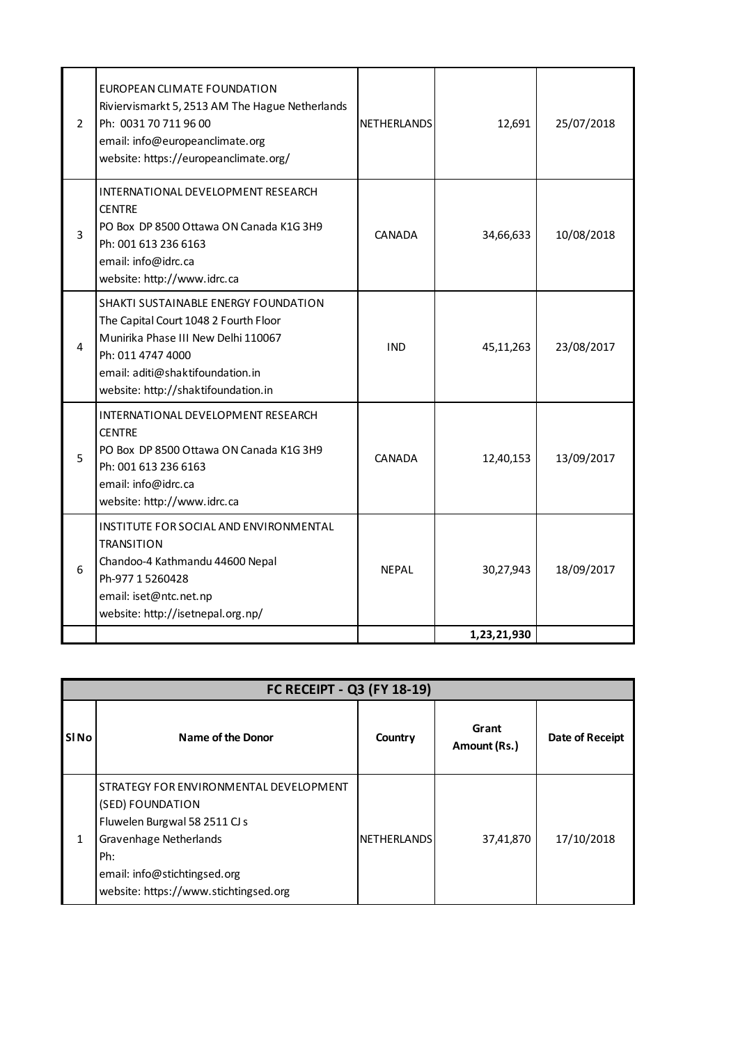| Sl No | Name of the Donor | Country | Grant Amount (Rs.) | Date of Receipt |
|---|---|---|---|---|
| 2 | EUROPEAN CLIMATE FOUNDATION<br>Riviervismarkt 5, 2513 AM The Hague Netherlands<br>Ph: 0031 70 711 96 00<br>email: info@europeanclimate.org<br>website: https://europeanclimate.org/ | NETHERLANDS | 12,691 | 25/07/2018 |
| 3 | INTERNATIONAL DEVELOPMENT RESEARCH CENTRE<br>PO Box DP 8500 Ottawa ON Canada K1G 3H9<br>Ph: 001 613 236 6163<br>email: info@idrc.ca<br>website: http://www.idrc.ca | CANADA | 34,66,633 | 10/08/2018 |
| 4 | SHAKTI SUSTAINABLE ENERGY FOUNDATION<br>The Capital Court 1048 2 Fourth Floor<br>Munirika Phase III New Delhi 110067<br>Ph: 011 4747 4000<br>email: aditi@shaktifoundation.in<br>website: http://shaktifoundation.in | IND | 45,11,263 | 23/08/2017 |
| 5 | INTERNATIONAL DEVELOPMENT RESEARCH CENTRE<br>PO Box DP 8500 Ottawa ON Canada K1G 3H9<br>Ph: 001 613 236 6163<br>email: info@idrc.ca<br>website: http://www.idrc.ca | CANADA | 12,40,153 | 13/09/2017 |
| 6 | INSTITUTE FOR SOCIAL AND ENVIRONMENTAL TRANSITION<br>Chandoo-4 Kathmandu 44600 Nepal<br>Ph-977 1 5260428<br>email: iset@ntc.net.np<br>website: http://isetnepal.org.np/ | NEPAL | 30,27,943 | 18/09/2017 |
| | | | **1,23,21,930** | |

| FC RECEIPT - Q3 (FY 18-19) | | | | |
|---|---|---|---|---|
| **Sl No** | **Name of the Donor** | **Country** | **Grant Amount (Rs.)** | **Date of Receipt** |
| 1 | STRATEGY FOR ENVIRONMENTAL DEVELOPMENT (SED) FOUNDATION<br>Fluwelen Burgwal 58 2511 CJ s Gravenhage Netherlands<br>Ph:<br>email: info@stichtingsed.org<br>website: https://www.stichtingsed.org | NETHERLANDS | 37,41,870 | 17/10/2018 |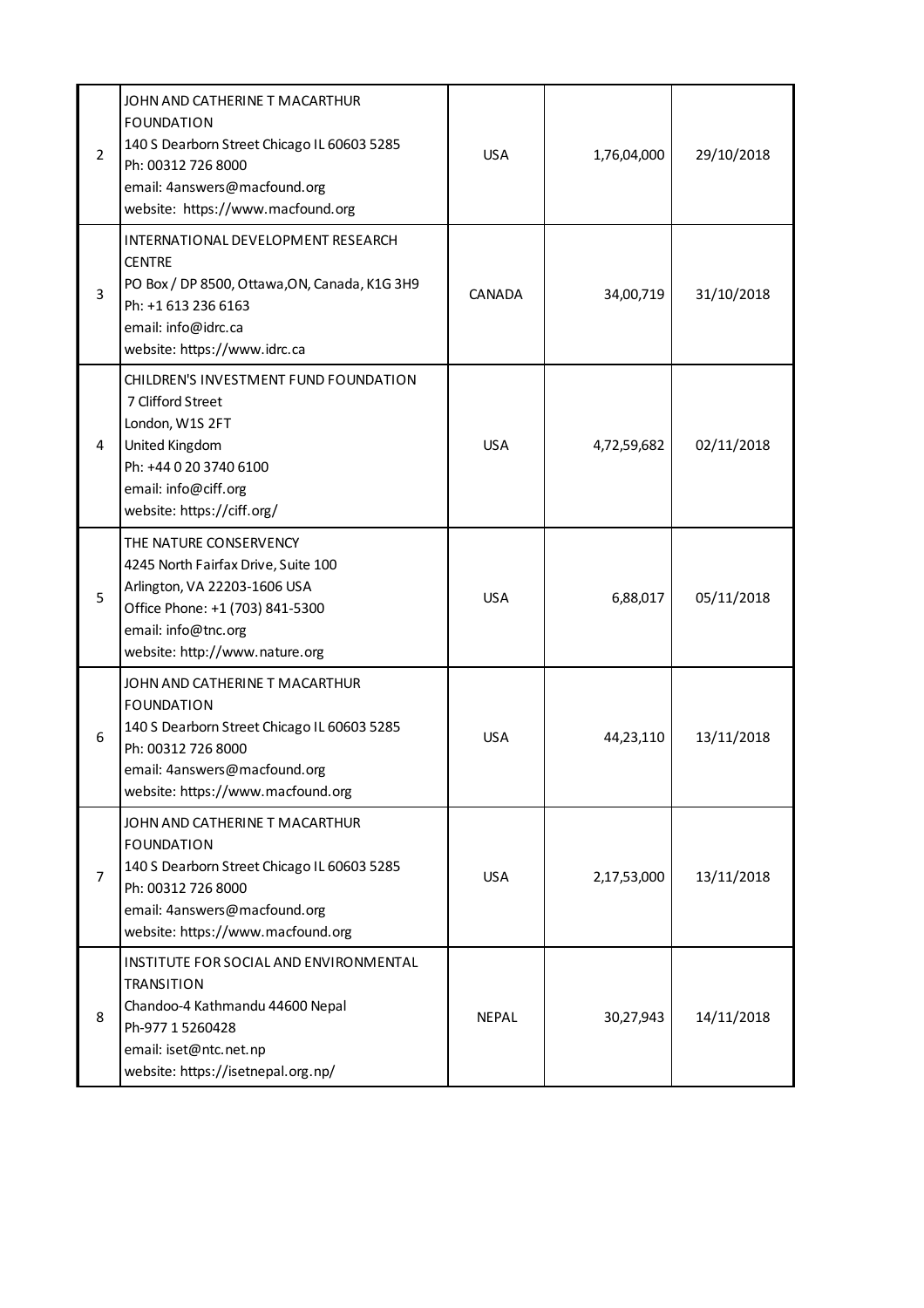| | | | | |
|---|---|---|---|---|
| 2 | JOHN AND CATHERINE T MACARTHUR FOUNDATION<br>140 S Dearborn Street Chicago IL 60603 5285<br>Ph: 00312 726 8000<br>email: 4answers@macfound.org<br>website: https://www.macfound.org | USA | 1,76,04,000 | 29/10/2018 |
| 3 | INTERNATIONAL DEVELOPMENT RESEARCH CENTRE<br>PO Box / DP 8500, Ottawa,ON, Canada, K1G 3H9<br>Ph: +1 613 236 6163<br>email: info@idrc.ca<br>website: https://www.idrc.ca | CANADA | 34,00,719 | 31/10/2018 |
| 4 | CHILDREN'S INVESTMENT FUND FOUNDATION<br>7 Clifford Street<br>London, W1S 2FT<br>United Kingdom<br>Ph: +44 0 20 3740 6100<br>email: info@ciff.org<br>website: https://ciff.org/ | USA | 4,72,59,682 | 02/11/2018 |
| 5 | THE NATURE CONSERVENCY<br>4245 North Fairfax Drive, Suite 100<br>Arlington, VA 22203-1606 USA<br>Office Phone: +1 (703) 841-5300<br>email: info@tnc.org<br>website: http://www.nature.org | USA | 6,88,017 | 05/11/2018 |
| 6 | JOHN AND CATHERINE T MACARTHUR FOUNDATION<br>140 S Dearborn Street Chicago IL 60603 5285<br>Ph: 00312 726 8000<br>email: 4answers@macfound.org<br>website: https://www.macfound.org | USA | 44,23,110 | 13/11/2018 |
| 7 | JOHN AND CATHERINE T MACARTHUR FOUNDATION<br>140 S Dearborn Street Chicago IL 60603 5285<br>Ph: 00312 726 8000<br>email: 4answers@macfound.org<br>website: https://www.macfound.org | USA | 2,17,53,000 | 13/11/2018 |
| 8 | INSTITUTE FOR SOCIAL AND ENVIRONMENTAL TRANSITION<br>Chandoo-4 Kathmandu 44600 Nepal<br>Ph-977 1 5260428<br>email: iset@ntc.net.np<br>website: https://isetnepal.org.np/ | NEPAL | 30,27,943 | 14/11/2018 |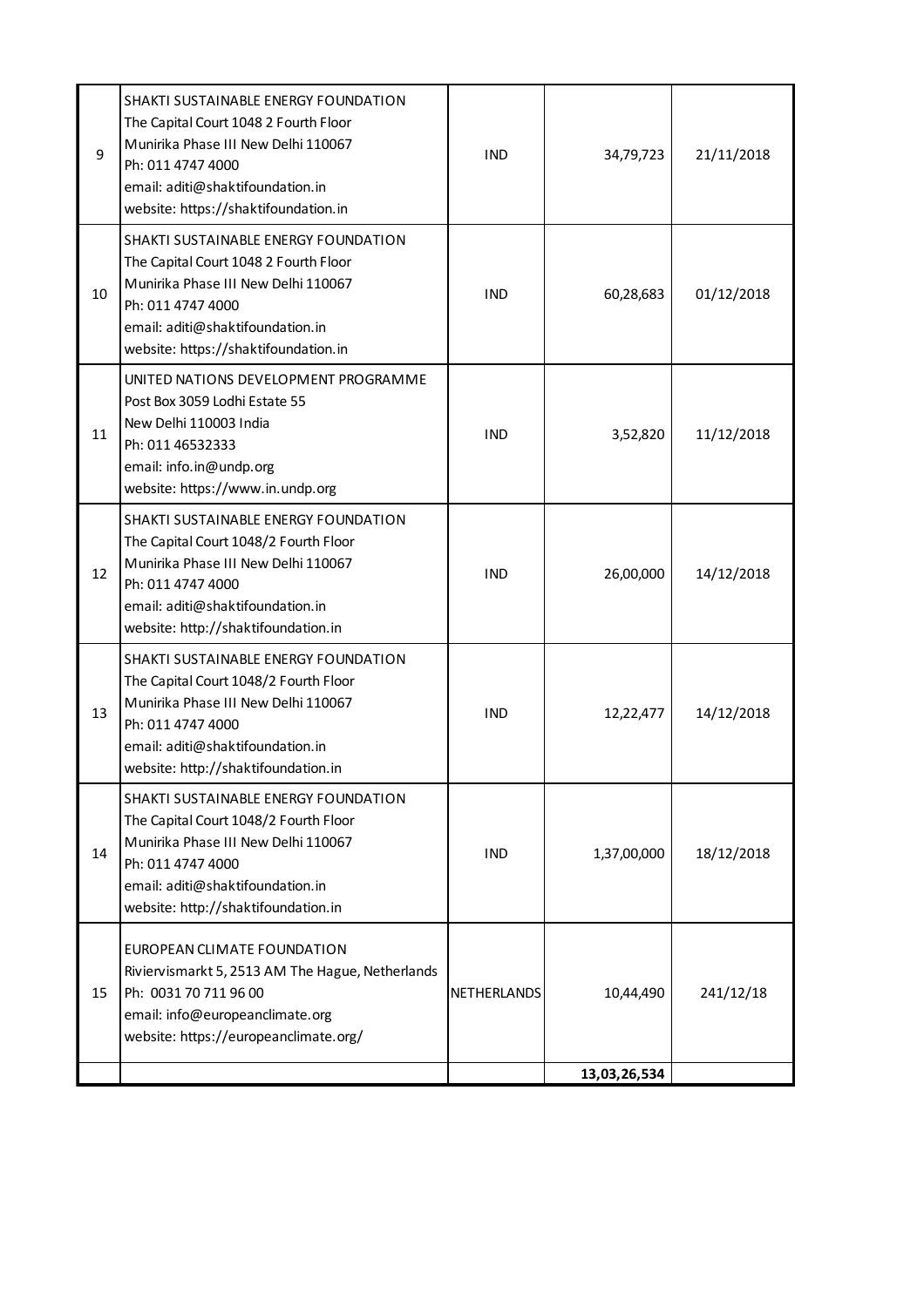| | | | | |
|---|---|---|---|---|
| 9 | SHAKTI SUSTAINABLE ENERGY FOUNDATION<br>The Capital Court 1048 2 Fourth Floor<br>Munirika Phase III New Delhi 110067<br>Ph: 011 4747 4000<br>email: aditi@shaktifoundation.in<br>website: https://shaktifoundation.in | IND | 34,79,723 | 21/11/2018 |
| 10 | SHAKTI SUSTAINABLE ENERGY FOUNDATION<br>The Capital Court 1048 2 Fourth Floor<br>Munirika Phase III New Delhi 110067<br>Ph: 011 4747 4000<br>email: aditi@shaktifoundation.in<br>website: https://shaktifoundation.in | IND | 60,28,683 | 01/12/2018 |
| 11 | UNITED NATIONS DEVELOPMENT PROGRAMME<br>Post Box 3059 Lodhi Estate 55<br>New Delhi 110003 India<br>Ph: 011 46532333<br>email: info.in@undp.org<br>website: https://www.in.undp.org | IND | 3,52,820 | 11/12/2018 |
| 12 | SHAKTI SUSTAINABLE ENERGY FOUNDATION<br>The Capital Court 1048/2 Fourth Floor<br>Munirika Phase III New Delhi 110067<br>Ph: 011 4747 4000<br>email: aditi@shaktifoundation.in<br>website: http://shaktifoundation.in | IND | 26,00,000 | 14/12/2018 |
| 13 | SHAKTI SUSTAINABLE ENERGY FOUNDATION<br>The Capital Court 1048/2 Fourth Floor<br>Munirika Phase III New Delhi 110067<br>Ph: 011 4747 4000<br>email: aditi@shaktifoundation.in<br>website: http://shaktifoundation.in | IND | 12,22,477 | 14/12/2018 |
| 14 | SHAKTI SUSTAINABLE ENERGY FOUNDATION<br>The Capital Court 1048/2 Fourth Floor<br>Munirika Phase III New Delhi 110067<br>Ph: 011 4747 4000<br>email: aditi@shaktifoundation.in<br>website: http://shaktifoundation.in | IND | 1,37,00,000 | 18/12/2018 |
| 15 | EUROPEAN CLIMATE FOUNDATION<br>Riviervismarkt 5, 2513 AM The Hague, Netherlands<br>Ph: 0031 70 711 96 00<br>email: info@europeanclimate.org<br>website: https://europeanclimate.org/ | NETHERLANDS | 10,44,490 | 241/12/18 |
| | | | **13,03,26,534** | |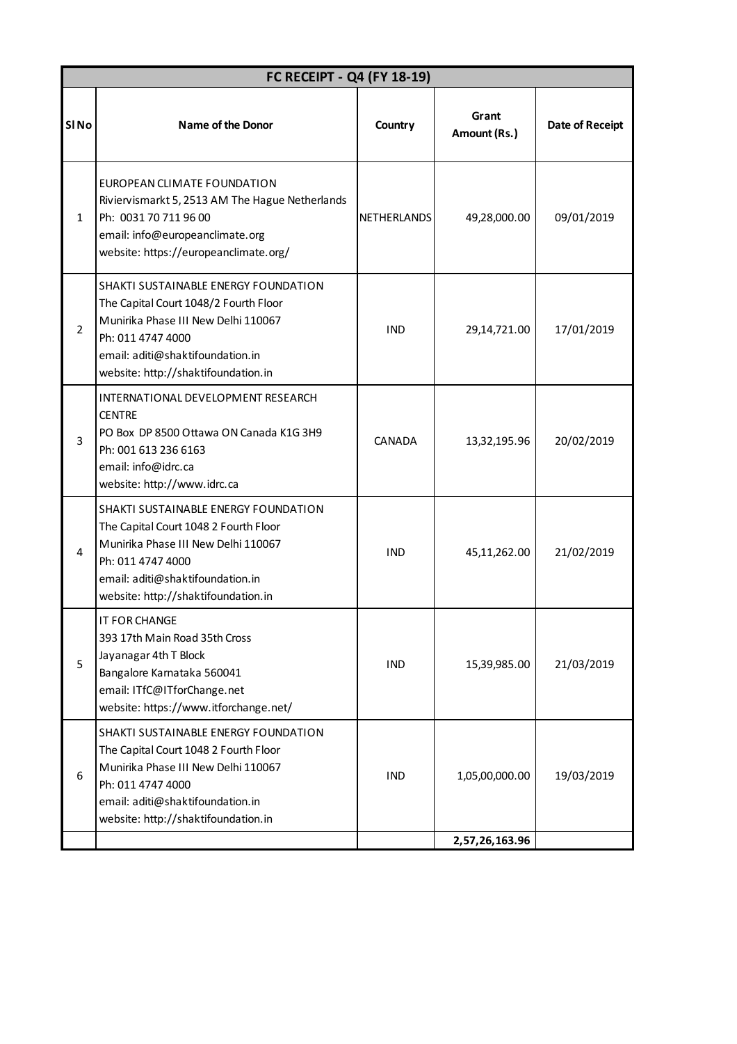| FC RECEIPT - Q4 (FY 18-19) | | | | |
|---|---|---|---|---|
| **Sl No** | **Name of the Donor** | **Country** | **Grant Amount (Rs.)** | **Date of Receipt** |
| 1 | EUROPEAN CLIMATE FOUNDATION<br>Riviervismarkt 5, 2513 AM The Hague Netherlands<br>Ph: 0031 70 711 96 00<br>email: info@europeanclimate.org<br>website: https://europeanclimate.org/ | NETHERLANDS | 49,28,000.00 | 09/01/2019 |
| 2 | SHAKTI SUSTAINABLE ENERGY FOUNDATION<br>The Capital Court 1048/2 Fourth Floor<br>Munirika Phase III New Delhi 110067<br>Ph: 011 4747 4000<br>email: aditi@shaktifoundation.in<br>website: http://shaktifoundation.in | IND | 29,14,721.00 | 17/01/2019 |
| 3 | INTERNATIONAL DEVELOPMENT RESEARCH CENTRE<br>PO Box DP 8500 Ottawa ON Canada K1G 3H9<br>Ph: 001 613 236 6163<br>email: info@idrc.ca<br>website: http://www.idrc.ca | CANADA | 13,32,195.96 | 20/02/2019 |
| 4 | SHAKTI SUSTAINABLE ENERGY FOUNDATION<br>The Capital Court 1048 2 Fourth Floor<br>Munirika Phase III New Delhi 110067<br>Ph: 011 4747 4000<br>email: aditi@shaktifoundation.in<br>website: http://shaktifoundation.in | IND | 45,11,262.00 | 21/02/2019 |
| 5 | IT FOR CHANGE<br>393 17th Main Road 35th Cross<br>Jayanagar 4th T Block<br>Bangalore Karnataka 560041<br>email: ITfC@ITforChange.net<br>website: https://www.itforchange.net/ | IND | 15,39,985.00 | 21/03/2019 |
| 6 | SHAKTI SUSTAINABLE ENERGY FOUNDATION<br>The Capital Court 1048 2 Fourth Floor<br>Munirika Phase III New Delhi 110067<br>Ph: 011 4747 4000<br>email: aditi@shaktifoundation.in<br>website: http://shaktifoundation.in | IND | 1,05,00,000.00 | 19/03/2019 |
| | | | **2,57,26,163.96** | |